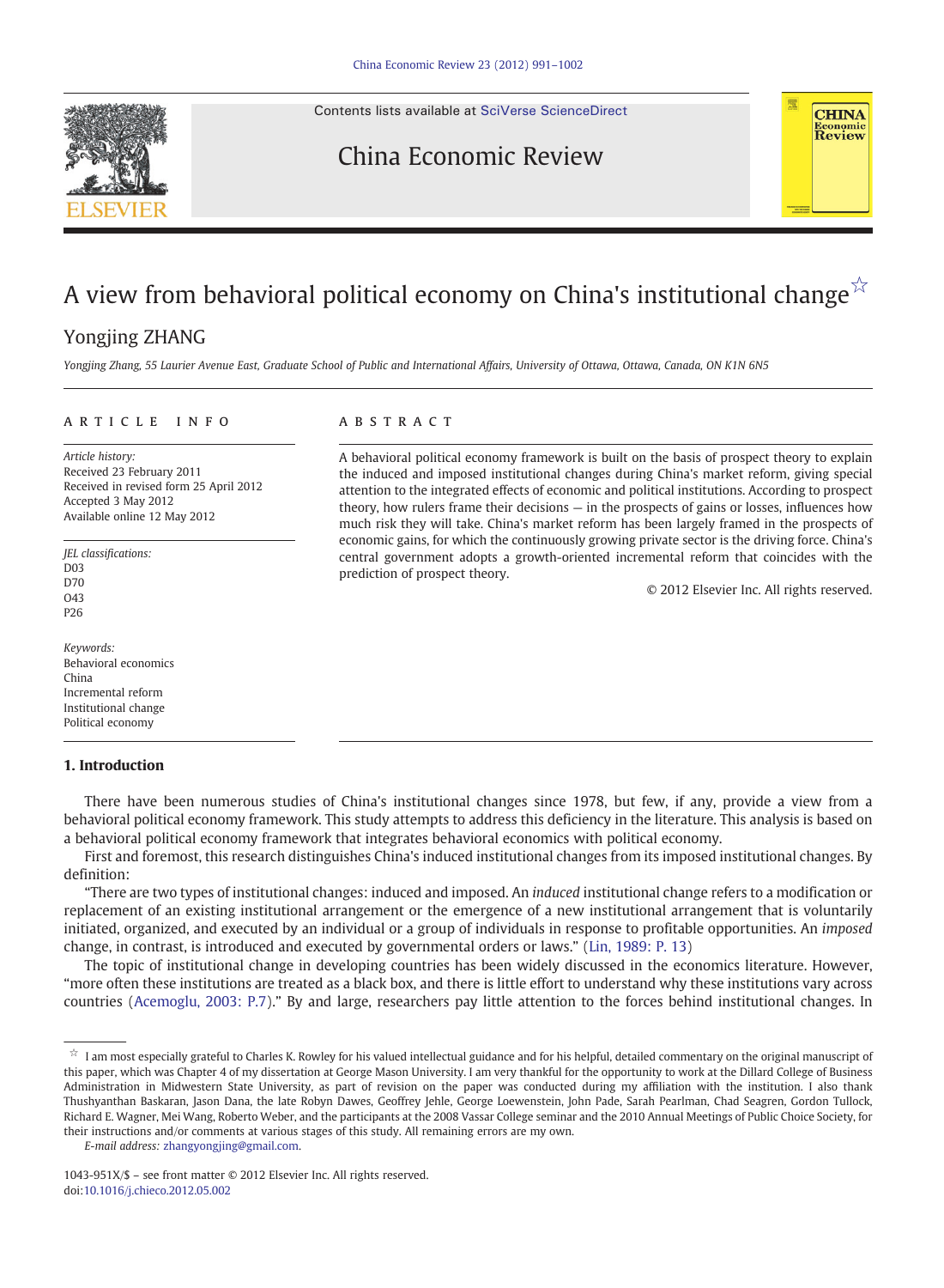Contents lists available at SciVerse ScienceDirect

China Economic Review

# A view from behavioral political economy on China's institutional change ☆

Yongjing ZHANG

*Yongjing Zhang, 55 Laurier Avenue East, Graduate School of Public and International Affairs, University of Ottawa, Ottawa, Canada, ON K1N 6N5*

**ARTICLE INFO**

*Article history:*
Received 23 February 2011
Received in revised form 25 April 2012
Accepted 3 May 2012
Available online 12 May 2012

*JEL classifications:*
D03
D70
O43
P26

*Keywords:*
Behavioral economics
China
Incremental reform
Institutional change
Political economy

**ABSTRACT**

A behavioral political economy framework is built on the basis of prospect theory to explain the induced and imposed institutional changes during China's market reform, giving special attention to the integrated effects of economic and political institutions. According to prospect theory, how rulers frame their decisions — in the prospects of gains or losses, influences how much risk they will take. China's market reform has been largely framed in the prospects of economic gains, for which the continuously growing private sector is the driving force. China's central government adopts a growth-oriented incremental reform that coincides with the prediction of prospect theory.

© 2012 Elsevier Inc. All rights reserved.

## 1. Introduction

There have been numerous studies of China's institutional changes since 1978, but few, if any, provide a view from a behavioral political economy framework. This study attempts to address this deficiency in the literature. This analysis is based on a behavioral political economy framework that integrates behavioral economics with political economy.

First and foremost, this research distinguishes China's induced institutional changes from its imposed institutional changes. By definition:

"There are two types of institutional changes: induced and imposed. An *induced* institutional change refers to a modification or replacement of an existing institutional arrangement or the emergence of a new institutional arrangement that is voluntarily initiated, organized, and executed by an individual or a group of individuals in response to profitable opportunities. An *imposed* change, in contrast, is introduced and executed by governmental orders or laws." (Lin, 1989: P. 13)

The topic of institutional change in developing countries has been widely discussed in the economics literature. However, "more often these institutions are treated as a black box, and there is little effort to understand why these institutions vary across countries (Acemoglu, 2003: P.7)." By and large, researchers pay little attention to the forces behind institutional changes. In

---

☆ I am most especially grateful to Charles K. Rowley for his valued intellectual guidance and for his helpful, detailed commentary on the original manuscript of this paper, which was Chapter 4 of my dissertation at George Mason University. I am very thankful for the opportunity to work at the Dillard College of Business Administration in Midwestern State University, as part of revision on the paper was conducted during my affiliation with the institution. I also thank Thushyanthan Baskaran, Jason Dana, the late Robyn Dawes, Geoffrey Jehle, George Loewenstein, John Pade, Sarah Pearlman, Chad Seagren, Gordon Tullock, Richard E. Wagner, Mei Wang, Roberto Weber, and the participants at the 2008 Vassar College seminar and the 2010 Annual Meetings of Public Choice Society, for their instructions and/or comments at various stages of this study. All remaining errors are my own.

*E-mail address:* zhangyongjing@gmail.com.

1043-951X/$ – see front matter © 2012 Elsevier Inc. All rights reserved.
doi:10.1016/j.chieco.2012.05.002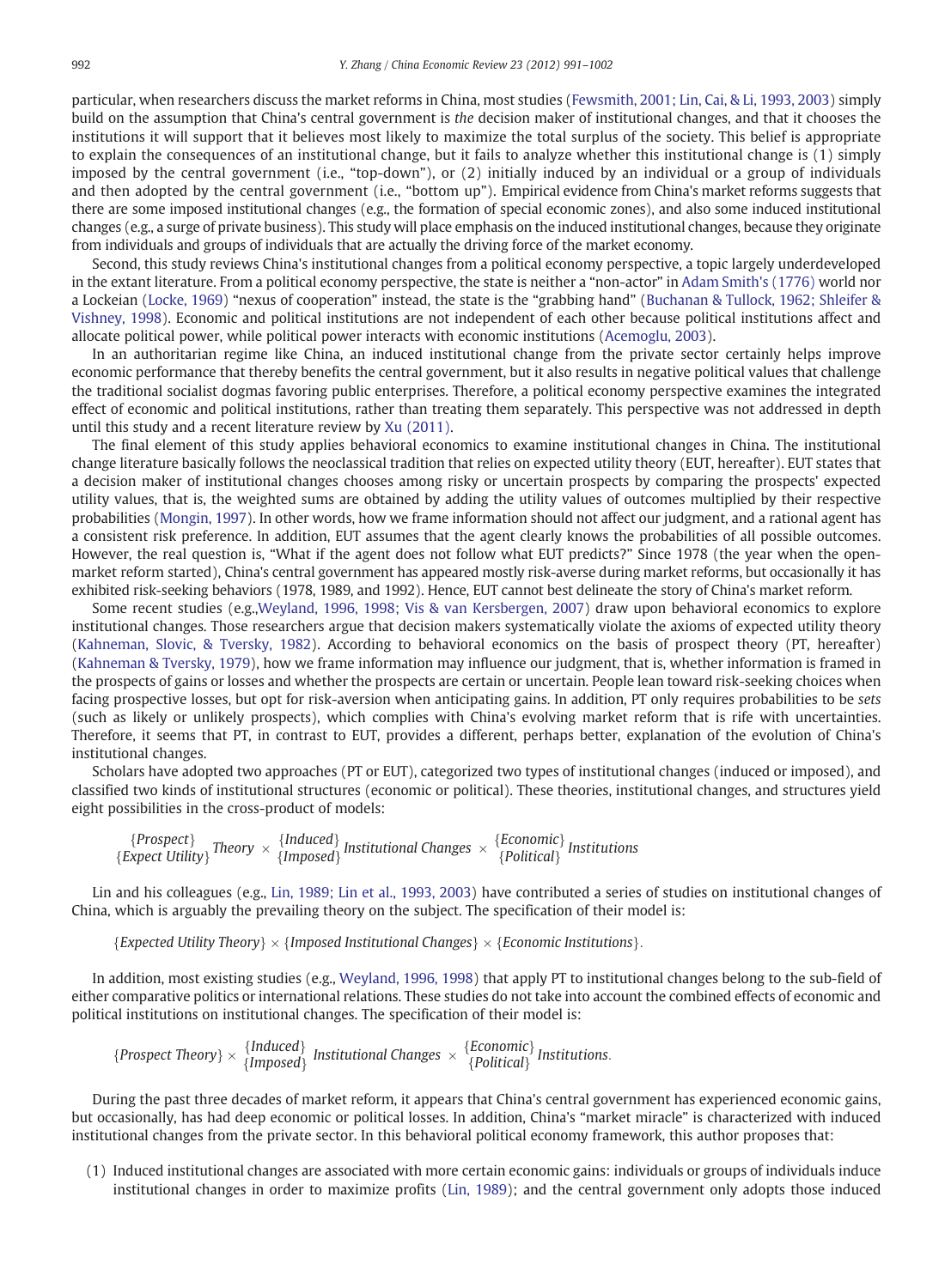particular, when researchers discuss the market reforms in China, most studies (Fewsmith, 2001; Lin, Cai, & Li, 1993, 2003) simply build on the assumption that China's central government is *the* decision maker of institutional changes, and that it chooses the institutions it will support that it believes most likely to maximize the total surplus of the society. This belief is appropriate to explain the consequences of an institutional change, but it fails to analyze whether this institutional change is (1) simply imposed by the central government (i.e., "top-down"), or (2) initially induced by an individual or a group of individuals and then adopted by the central government (i.e., "bottom up"). Empirical evidence from China's market reforms suggests that there are some imposed institutional changes (e.g., the formation of special economic zones), and also some induced institutional changes (e.g., a surge of private business). This study will place emphasis on the induced institutional changes, because they originate from individuals and groups of individuals that are actually the driving force of the market economy.

Second, this study reviews China's institutional changes from a political economy perspective, a topic largely underdeveloped in the extant literature. From a political economy perspective, the state is neither a "non-actor" in Adam Smith's (1776) world nor a Lockeian (Locke, 1969) "nexus of cooperation" instead, the state is the "grabbing hand" (Buchanan & Tullock, 1962; Shleifer & Vishney, 1998). Economic and political institutions are not independent of each other because political institutions affect and allocate political power, while political power interacts with economic institutions (Acemoglu, 2003).

In an authoritarian regime like China, an induced institutional change from the private sector certainly helps improve economic performance that thereby benefits the central government, but it also results in negative political values that challenge the traditional socialist dogmas favoring public enterprises. Therefore, a political economy perspective examines the integrated effect of economic and political institutions, rather than treating them separately. This perspective was not addressed in depth until this study and a recent literature review by Xu (2011).

The final element of this study applies behavioral economics to examine institutional changes in China. The institutional change literature basically follows the neoclassical tradition that relies on expected utility theory (EUT, hereafter). EUT states that a decision maker of institutional changes chooses among risky or uncertain prospects by comparing the prospects' expected utility values, that is, the weighted sums are obtained by adding the utility values of outcomes multiplied by their respective probabilities (Mongin, 1997). In other words, how we frame information should not affect our judgment, and a rational agent has a consistent risk preference. In addition, EUT assumes that the agent clearly knows the probabilities of all possible outcomes. However, the real question is, "What if the agent does not follow what EUT predicts?" Since 1978 (the year when the open-market reform started), China's central government has appeared mostly risk-averse during market reforms, but occasionally it has exhibited risk-seeking behaviors (1978, 1989, and 1992). Hence, EUT cannot best delineate the story of China's market reform.

Some recent studies (e.g.,Weyland, 1996, 1998; Vis & van Kersbergen, 2007) draw upon behavioral economics to explore institutional changes. Those researchers argue that decision makers systematically violate the axioms of expected utility theory (Kahneman, Slovic, & Tversky, 1982). According to behavioral economics on the basis of prospect theory (PT, hereafter) (Kahneman & Tversky, 1979), how we frame information may influence our judgment, that is, whether information is framed in the prospects of gains or losses and whether the prospects are certain or uncertain. People lean toward risk-seeking choices when facing prospective losses, but opt for risk-aversion when anticipating gains. In addition, PT only requires probabilities to be *sets* (such as likely or unlikely prospects), which complies with China's evolving market reform that is rife with uncertainties. Therefore, it seems that PT, in contrast to EUT, provides a different, perhaps better, explanation of the evolution of China's institutional changes.

Scholars have adopted two approaches (PT or EUT), categorized two types of institutional changes (induced or imposed), and classified two kinds of institutional structures (economic or political). These theories, institutional changes, and structures yield eight possibilities in the cross-product of models:

$$\begin{matrix}\{Prospect\} \\ \{Expect\ Utility\}\end{matrix}\ Theory \times \begin{matrix}\{Induced\} \\ \{Imposed\}\end{matrix}\ Institutional\ Changes \times \begin{matrix}\{Economic\} \\ \{Political\}\end{matrix}\ Institutions$$

Lin and his colleagues (e.g., Lin, 1989; Lin et al., 1993, 2003) have contributed a series of studies on institutional changes of China, which is arguably the prevailing theory on the subject. The specification of their model is:

$$\{Expected\ Utility\ Theory\} \times \{Imposed\ Institutional\ Changes\} \times \{Economic\ Institutions\}.$$

In addition, most existing studies (e.g., Weyland, 1996, 1998) that apply PT to institutional changes belong to the sub-field of either comparative politics or international relations. These studies do not take into account the combined effects of economic and political institutions on institutional changes. The specification of their model is:

$$\{Prospect\ Theory\} \times \begin{matrix}\{Induced\} \\ \{Imposed\}\end{matrix}\ Institutional\ Changes \times \begin{matrix}\{Economic\} \\ \{Political\}\end{matrix}\ Institutions.$$

During the past three decades of market reform, it appears that China's central government has experienced economic gains, but occasionally, has had deep economic or political losses. In addition, China's "market miracle" is characterized with induced institutional changes from the private sector. In this behavioral political economy framework, this author proposes that:

(1) Induced institutional changes are associated with more certain economic gains: individuals or groups of individuals induce institutional changes in order to maximize profits (Lin, 1989); and the central government only adopts those induced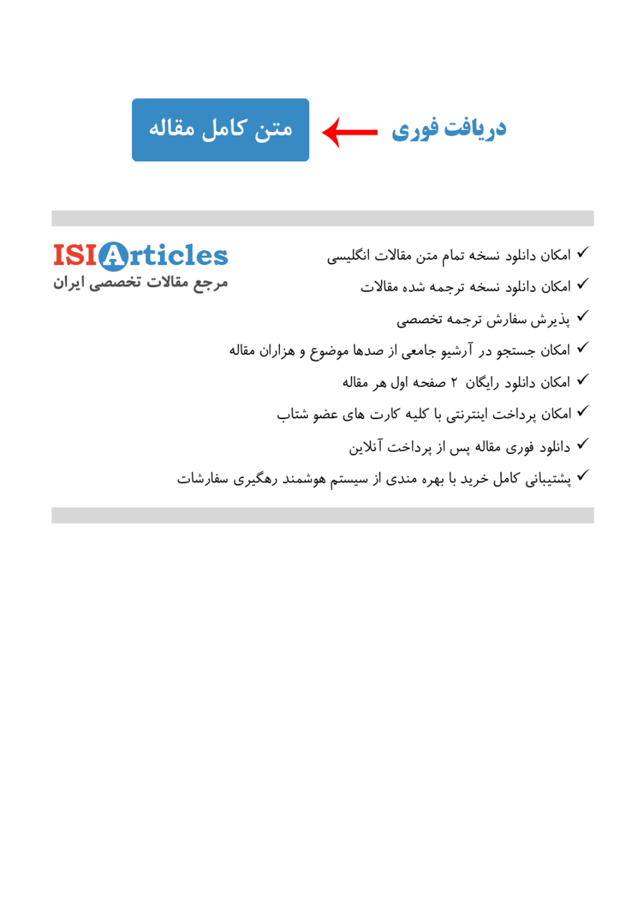دریافت فوری ← **متن کامل مقاله**

**ISIArticles**
مرجع مقالات تخصصی ایران

- ✓ امکان دانلود نسخه تمام متن مقالات انگلیسی
- ✓ امکان دانلود نسخه ترجمه شده مقالات
- ✓ پذیرش سفارش ترجمه تخصصی
- ✓ امکان جستجو در آرشیو جامعی از صدها موضوع و هزاران مقاله
- ✓ امکان دانلود رایگان ۲ صفحه اول هر مقاله
- ✓ امکان پرداخت اینترنتی با کلیه کارت های عضو شتاب
- ✓ دانلود فوری مقاله پس از پرداخت آنلاین
- ✓ پشتیبانی کامل خرید با بهره مندی از سیستم هوشمند رهگیری سفارشات